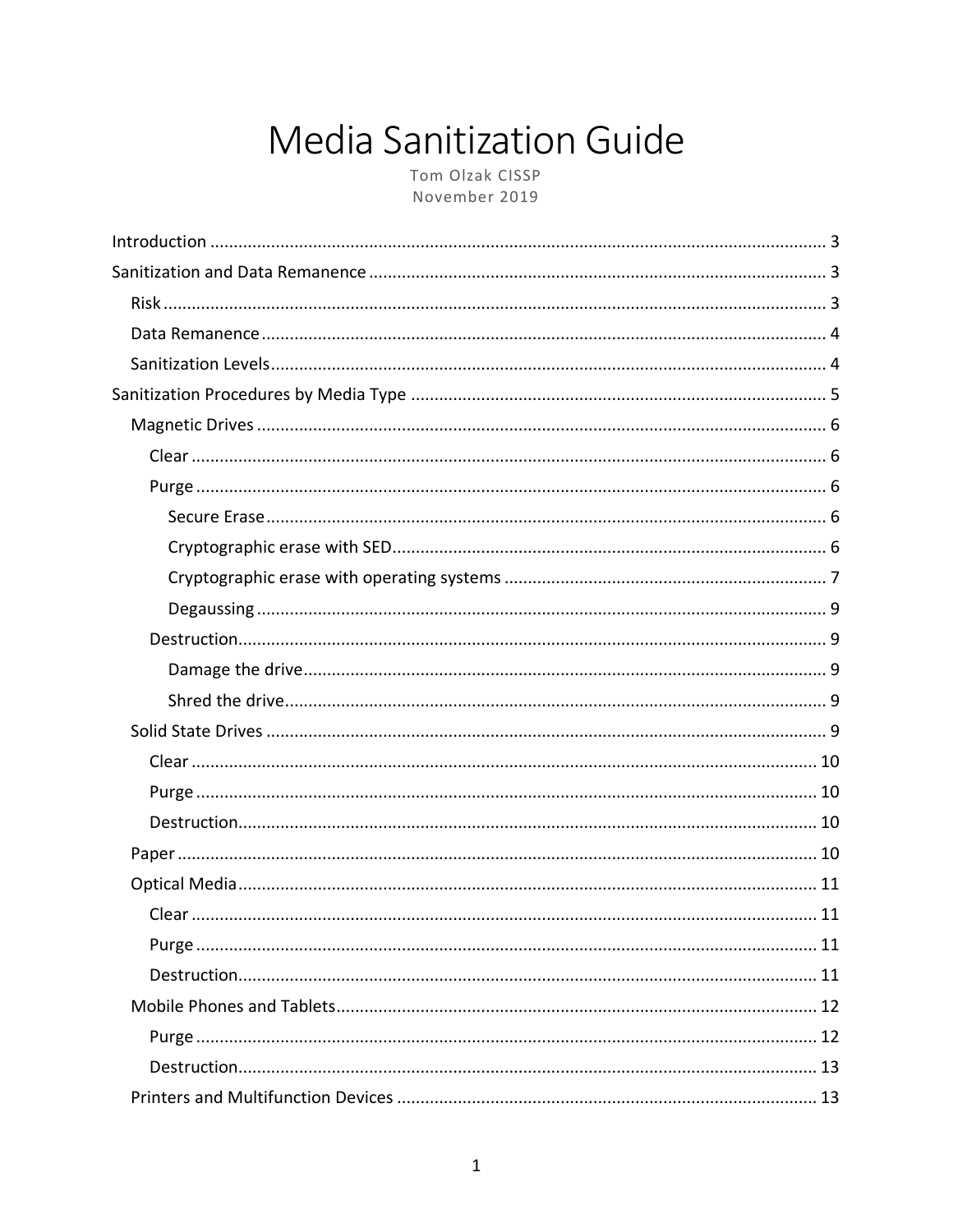# Media Sanitization Guide

Tom Olzak CISSP
November 2019

- Introduction ..... 3
- Sanitization and Data Remanence ..... 3
  - Risk ..... 3
  - Data Remanence ..... 4
  - Sanitization Levels ..... 4
- Sanitization Procedures by Media Type ..... 5
  - Magnetic Drives ..... 6
    - Clear ..... 6
    - Purge ..... 6
      - Secure Erase ..... 6
      - Cryptographic erase with SED ..... 6
      - Cryptographic erase with operating systems ..... 7
      - Degaussing ..... 9
    - Destruction ..... 9
      - Damage the drive ..... 9
      - Shred the drive ..... 9
  - Solid State Drives ..... 9
    - Clear ..... 10
    - Purge ..... 10
    - Destruction ..... 10
  - Paper ..... 10
  - Optical Media ..... 11
    - Clear ..... 11
    - Purge ..... 11
    - Destruction ..... 11
  - Mobile Phones and Tablets ..... 12
    - Purge ..... 12
    - Destruction ..... 13
  - Printers and Multifunction Devices ..... 13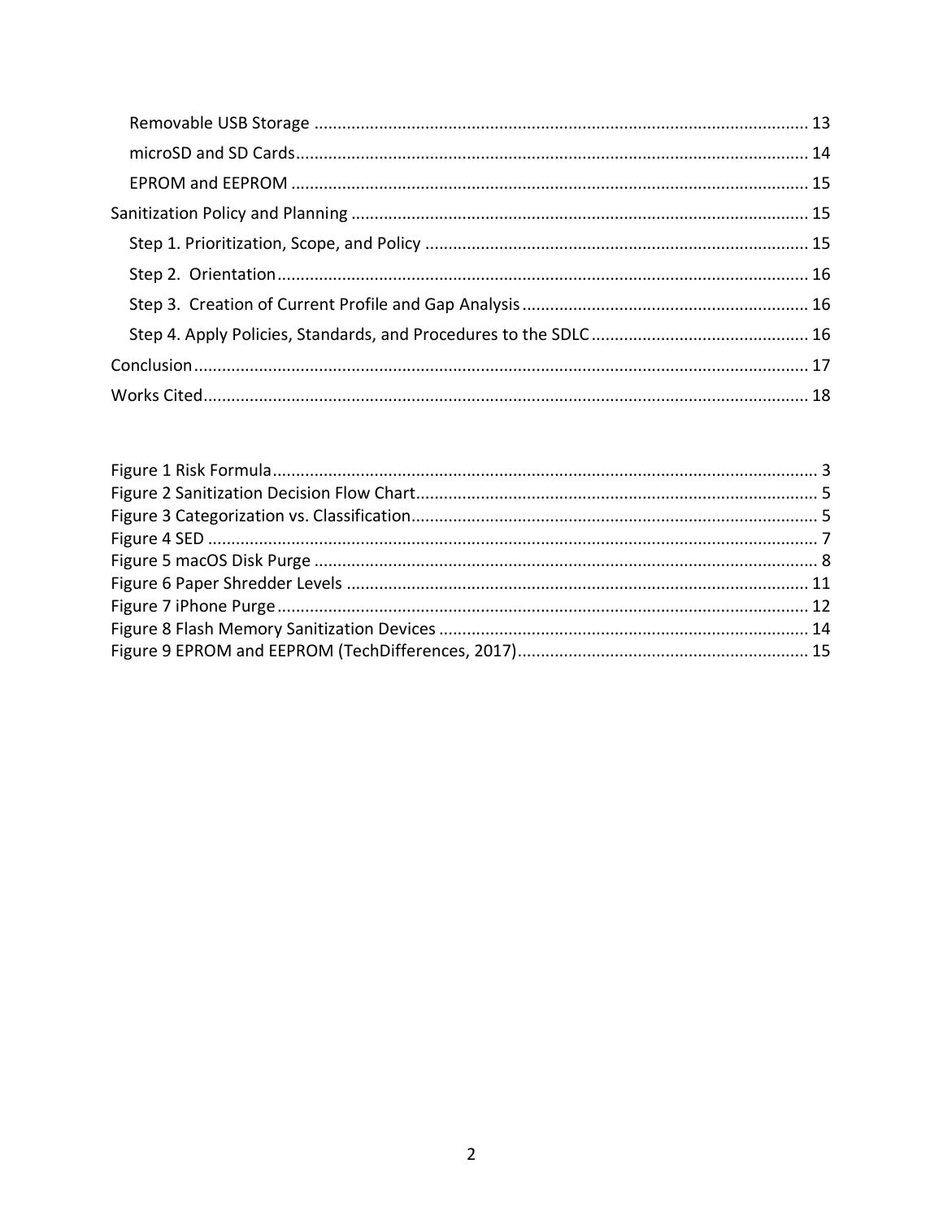- Removable USB Storage ........................................................................................................ 13
- microSD and SD Cards............................................................................................................ 14
- EPROM and EEPROM ............................................................................................................. 15

Sanitization Policy and Planning ................................................................................................. 15

- Step 1. Prioritization, Scope, and Policy ................................................................................. 15
- Step 2. Orientation.................................................................................................................. 16
- Step 3. Creation of Current Profile and Gap Analysis ............................................................. 16
- Step 4. Apply Policies, Standards, and Procedures to the SDLC ............................................... 16

Conclusion.................................................................................................................................... 17

Works Cited.................................................................................................................................. 18

Figure 1 Risk Formula..................................................................................................................... 3
Figure 2 Sanitization Decision Flow Chart...................................................................................... 5
Figure 3 Categorization vs. Classification....................................................................................... 5
Figure 4 SED ................................................................................................................................... 7
Figure 5 macOS Disk Purge ............................................................................................................ 8
Figure 6 Paper Shredder Levels .................................................................................................... 11
Figure 7 iPhone Purge .................................................................................................................. 12
Figure 8 Flash Memory Sanitization Devices ................................................................................ 14
Figure 9 EPROM and EEPROM (TechDifferences, 2017)............................................................... 15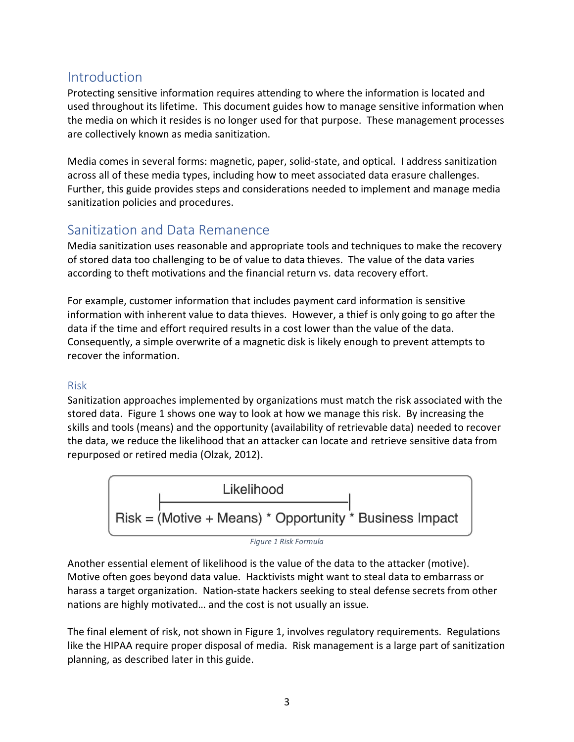## Introduction

Protecting sensitive information requires attending to where the information is located and used throughout its lifetime. This document guides how to manage sensitive information when the media on which it resides is no longer used for that purpose. These management processes are collectively known as media sanitization.

Media comes in several forms: magnetic, paper, solid-state, and optical. I address sanitization across all of these media types, including how to meet associated data erasure challenges. Further, this guide provides steps and considerations needed to implement and manage media sanitization policies and procedures.

## Sanitization and Data Remanence

Media sanitization uses reasonable and appropriate tools and techniques to make the recovery of stored data too challenging to be of value to data thieves. The value of the data varies according to theft motivations and the financial return vs. data recovery effort.

For example, customer information that includes payment card information is sensitive information with inherent value to data thieves. However, a thief is only going to go after the data if the time and effort required results in a cost lower than the value of the data. Consequently, a simple overwrite of a magnetic disk is likely enough to prevent attempts to recover the information.

### Risk

Sanitization approaches implemented by organizations must match the risk associated with the stored data. Figure 1 shows one way to look at how we manage this risk. By increasing the skills and tools (means) and the opportunity (availability of retrievable data) needed to recover the data, we reduce the likelihood that an attacker can locate and retrieve sensitive data from repurposed or retired media (Olzak, 2012).

$$\text{Risk} = \overbrace{(\text{Motive} + \text{Means}) * \text{Opportunity}}^{\text{Likelihood}} * \text{Business Impact}$$

*Figure 1 Risk Formula*

Another essential element of likelihood is the value of the data to the attacker (motive). Motive often goes beyond data value. Hacktivists might want to steal data to embarrass or harass a target organization. Nation-state hackers seeking to steal defense secrets from other nations are highly motivated… and the cost is not usually an issue.

The final element of risk, not shown in Figure 1, involves regulatory requirements. Regulations like the HIPAA require proper disposal of media. Risk management is a large part of sanitization planning, as described later in this guide.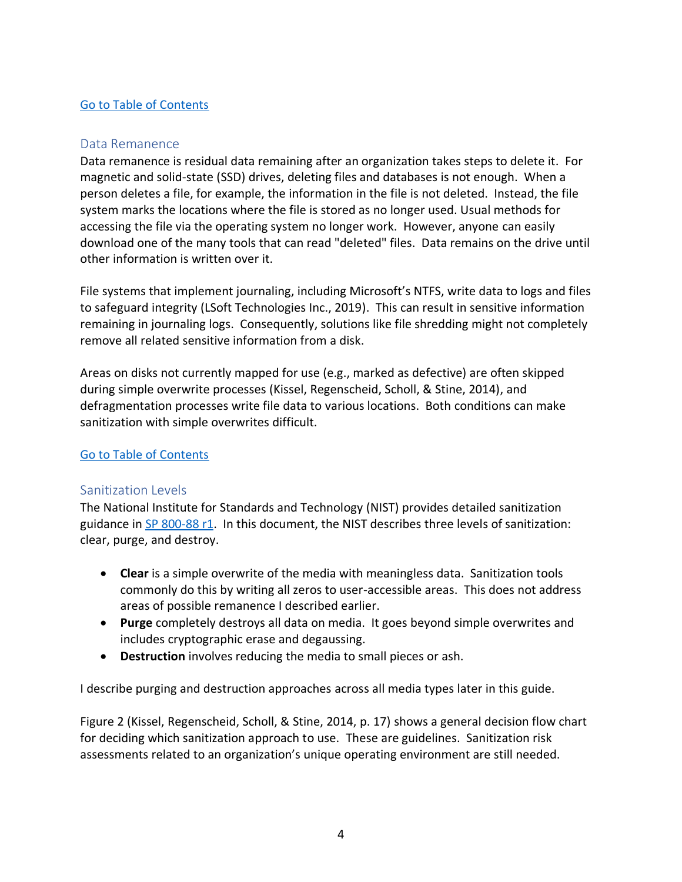[Go to Table of Contents](#)

## Data Remanence

Data remanence is residual data remaining after an organization takes steps to delete it. For magnetic and solid-state (SSD) drives, deleting files and databases is not enough. When a person deletes a file, for example, the information in the file is not deleted. Instead, the file system marks the locations where the file is stored as no longer used. Usual methods for accessing the file via the operating system no longer work. However, anyone can easily download one of the many tools that can read "deleted" files. Data remains on the drive until other information is written over it.

File systems that implement journaling, including Microsoft's NTFS, write data to logs and files to safeguard integrity (LSoft Technologies Inc., 2019). This can result in sensitive information remaining in journaling logs. Consequently, solutions like file shredding might not completely remove all related sensitive information from a disk.

Areas on disks not currently mapped for use (e.g., marked as defective) are often skipped during simple overwrite processes (Kissel, Regenscheid, Scholl, & Stine, 2014), and defragmentation processes write file data to various locations. Both conditions can make sanitization with simple overwrites difficult.

[Go to Table of Contents](#)

## Sanitization Levels

The National Institute for Standards and Technology (NIST) provides detailed sanitization guidance in [SP 800-88 r1](#). In this document, the NIST describes three levels of sanitization: clear, purge, and destroy.

- **Clear** is a simple overwrite of the media with meaningless data. Sanitization tools commonly do this by writing all zeros to user-accessible areas. This does not address areas of possible remanence I described earlier.
- **Purge** completely destroys all data on media. It goes beyond simple overwrites and includes cryptographic erase and degaussing.
- **Destruction** involves reducing the media to small pieces or ash.

I describe purging and destruction approaches across all media types later in this guide.

Figure 2 (Kissel, Regenscheid, Scholl, & Stine, 2014, p. 17) shows a general decision flow chart for deciding which sanitization approach to use. These are guidelines. Sanitization risk assessments related to an organization's unique operating environment are still needed.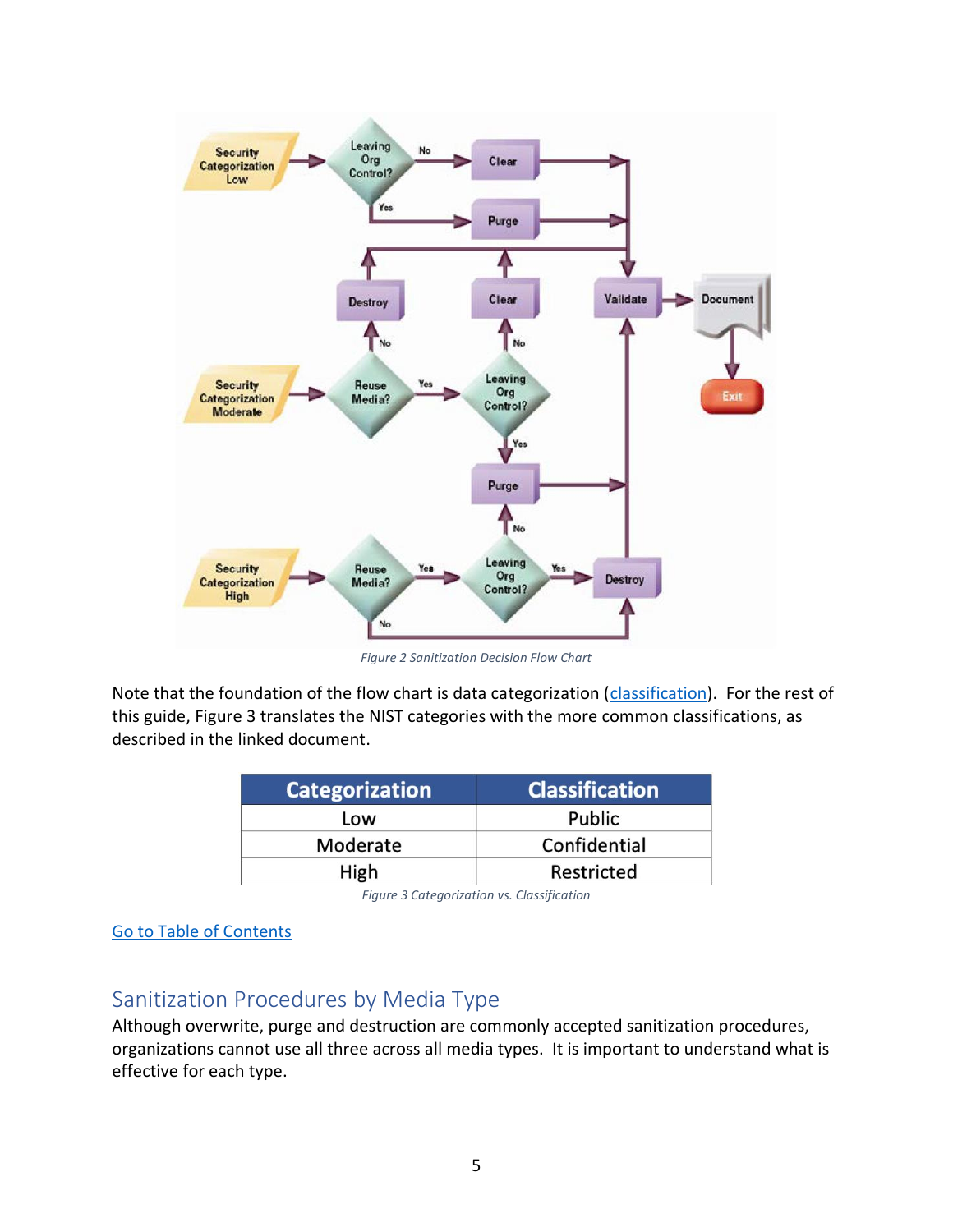*Figure 2 Sanitization Decision Flow Chart*

Note that the foundation of the flow chart is data categorization (classification). For the rest of this guide, Figure 3 translates the NIST categories with the more common classifications, as described in the linked document.

| Categorization | Classification |
|---|---|
| Low | Public |
| Moderate | Confidential |
| High | Restricted |

*Figure 3 Categorization vs. Classification*

Go to Table of Contents

## Sanitization Procedures by Media Type

Although overwrite, purge and destruction are commonly accepted sanitization procedures, organizations cannot use all three across all media types. It is important to understand what is effective for each type.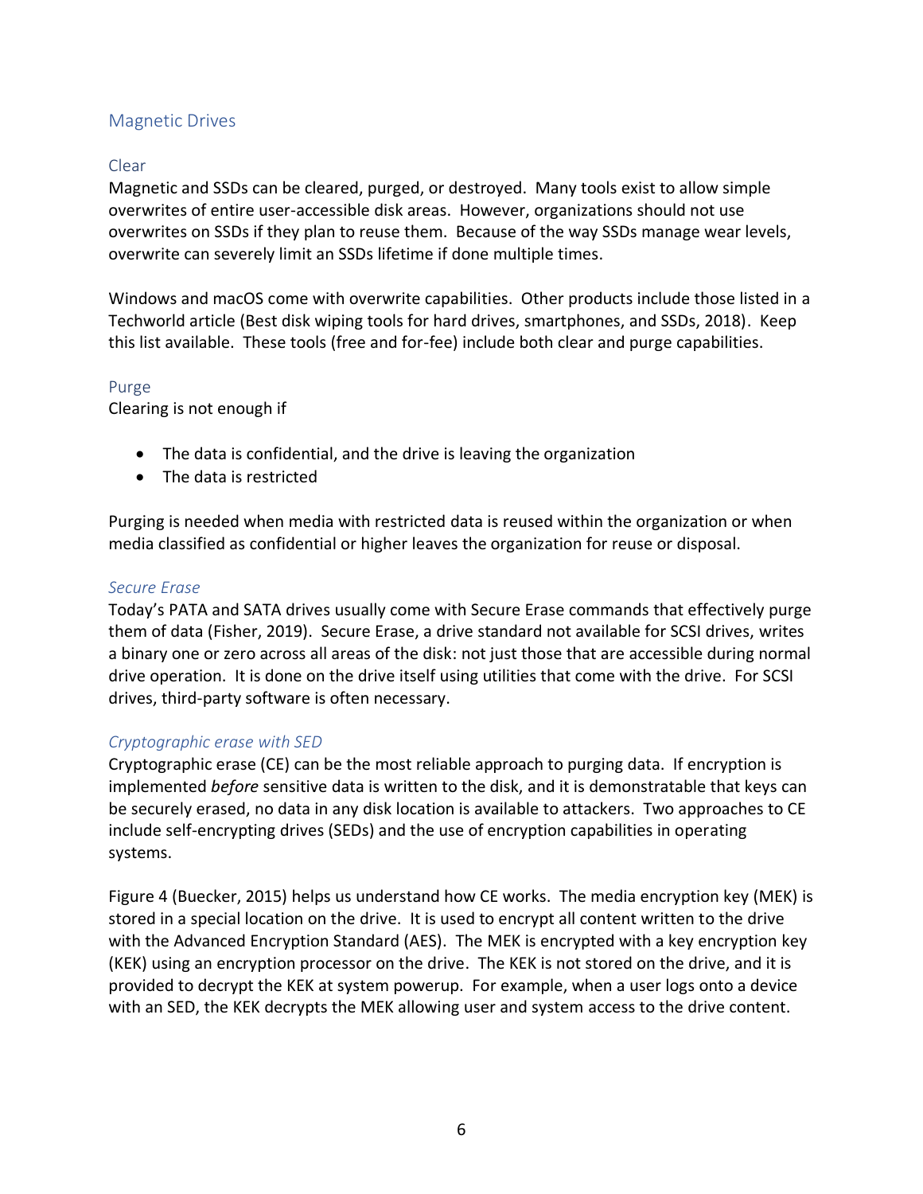## Magnetic Drives

### Clear

Magnetic and SSDs can be cleared, purged, or destroyed. Many tools exist to allow simple overwrites of entire user-accessible disk areas. However, organizations should not use overwrites on SSDs if they plan to reuse them. Because of the way SSDs manage wear levels, overwrite can severely limit an SSDs lifetime if done multiple times.

Windows and macOS come with overwrite capabilities. Other products include those listed in a Techworld article (Best disk wiping tools for hard drives, smartphones, and SSDs, 2018). Keep this list available. These tools (free and for-fee) include both clear and purge capabilities.

### Purge

Clearing is not enough if

- The data is confidential, and the drive is leaving the organization
- The data is restricted

Purging is needed when media with restricted data is reused within the organization or when media classified as confidential or higher leaves the organization for reuse or disposal.

#### *Secure Erase*

Today's PATA and SATA drives usually come with Secure Erase commands that effectively purge them of data (Fisher, 2019). Secure Erase, a drive standard not available for SCSI drives, writes a binary one or zero across all areas of the disk: not just those that are accessible during normal drive operation. It is done on the drive itself using utilities that come with the drive. For SCSI drives, third-party software is often necessary.

#### *Cryptographic erase with SED*

Cryptographic erase (CE) can be the most reliable approach to purging data. If encryption is implemented *before* sensitive data is written to the disk, and it is demonstratable that keys can be securely erased, no data in any disk location is available to attackers. Two approaches to CE include self-encrypting drives (SEDs) and the use of encryption capabilities in operating systems.

Figure 4 (Buecker, 2015) helps us understand how CE works. The media encryption key (MEK) is stored in a special location on the drive. It is used to encrypt all content written to the drive with the Advanced Encryption Standard (AES). The MEK is encrypted with a key encryption key (KEK) using an encryption processor on the drive. The KEK is not stored on the drive, and it is provided to decrypt the KEK at system powerup. For example, when a user logs onto a device with an SED, the KEK decrypts the MEK allowing user and system access to the drive content.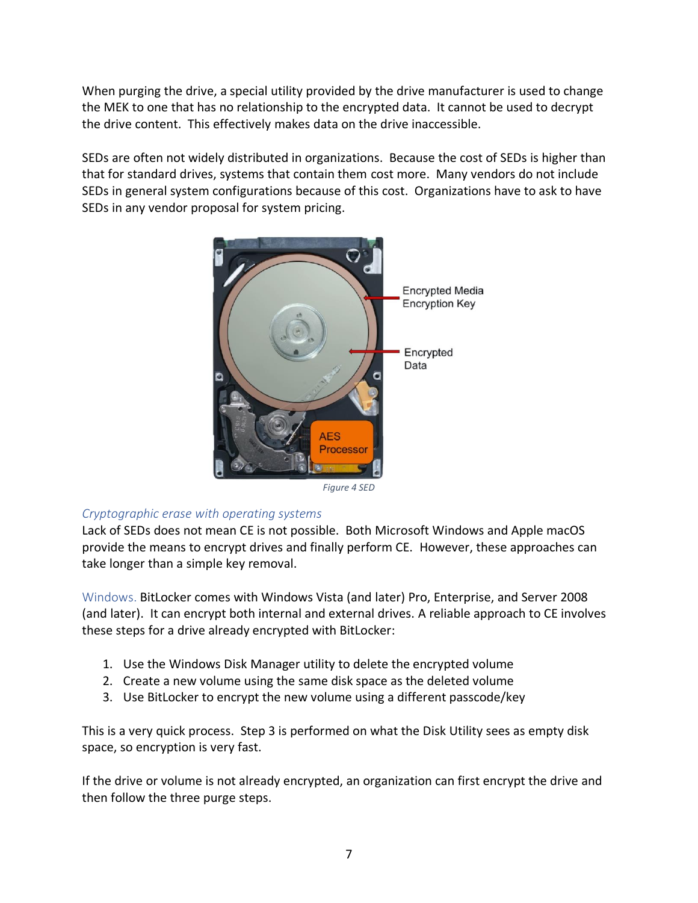When purging the drive, a special utility provided by the drive manufacturer is used to change the MEK to one that has no relationship to the encrypted data. It cannot be used to decrypt the drive content. This effectively makes data on the drive inaccessible.

SEDs are often not widely distributed in organizations. Because the cost of SEDs is higher than that for standard drives, systems that contain them cost more. Many vendors do not include SEDs in general system configurations because of this cost. Organizations have to ask to have SEDs in any vendor proposal for system pricing.

*Figure 4 SED*

### *Cryptographic erase with operating systems*

Lack of SEDs does not mean CE is not possible. Both Microsoft Windows and Apple macOS provide the means to encrypt drives and finally perform CE. However, these approaches can take longer than a simple key removal.

Windows. BitLocker comes with Windows Vista (and later) Pro, Enterprise, and Server 2008 (and later). It can encrypt both internal and external drives. A reliable approach to CE involves these steps for a drive already encrypted with BitLocker:

1. Use the Windows Disk Manager utility to delete the encrypted volume
2. Create a new volume using the same disk space as the deleted volume
3. Use BitLocker to encrypt the new volume using a different passcode/key

This is a very quick process. Step 3 is performed on what the Disk Utility sees as empty disk space, so encryption is very fast.

If the drive or volume is not already encrypted, an organization can first encrypt the drive and then follow the three purge steps.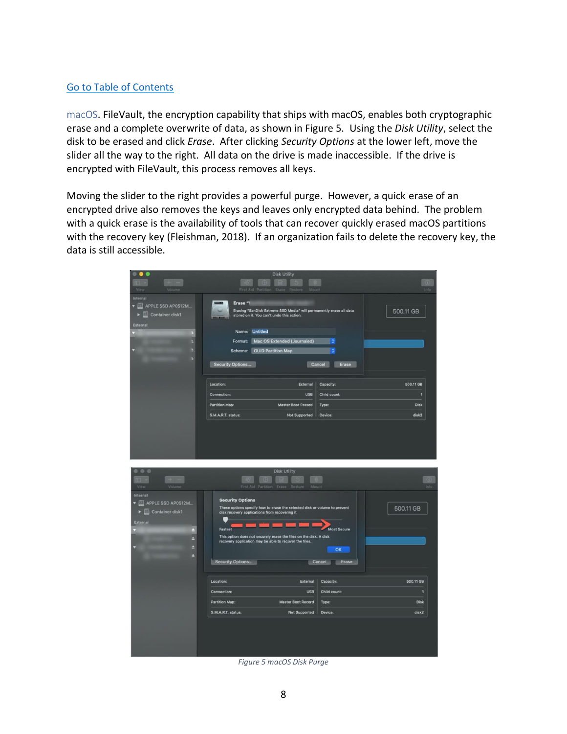[Go to Table of Contents](#)

macOS. FileVault, the encryption capability that ships with macOS, enables both cryptographic erase and a complete overwrite of data, as shown in Figure 5. Using the *Disk Utility*, select the disk to be erased and click *Erase*. After clicking *Security Options* at the lower left, move the slider all the way to the right. All data on the drive is made inaccessible. If the drive is encrypted with FileVault, this process removes all keys.

Moving the slider to the right provides a powerful purge. However, a quick erase of an encrypted drive also removes the keys and leaves only encrypted data behind. The problem with a quick erase is the availability of tools that can recover quickly erased macOS partitions with the recovery key (Fleishman, 2018). If an organization fails to delete the recovery key, the data is still accessible.

*Figure 5 macOS Disk Purge*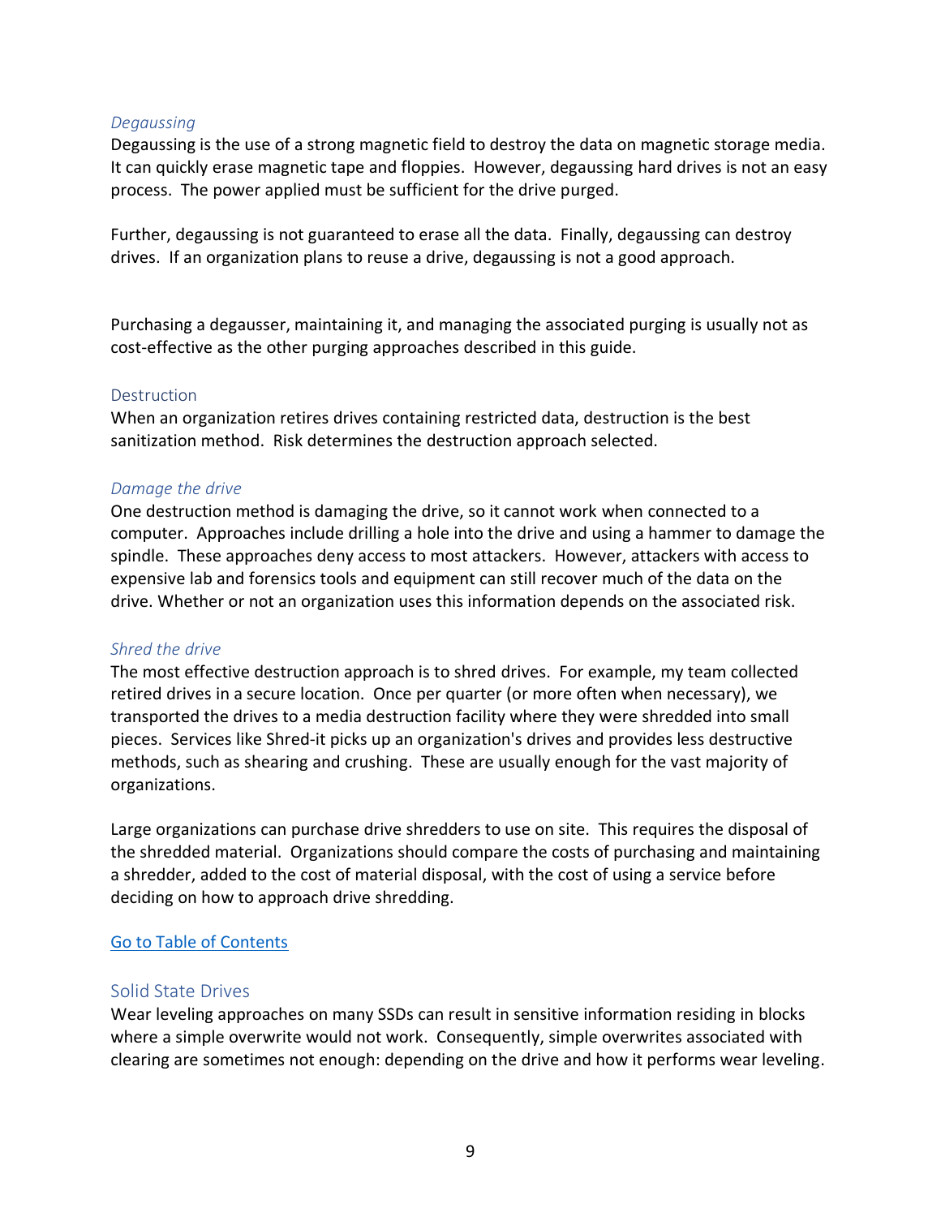#### *Degaussing*

Degaussing is the use of a strong magnetic field to destroy the data on magnetic storage media. It can quickly erase magnetic tape and floppies. However, degaussing hard drives is not an easy process. The power applied must be sufficient for the drive purged.

Further, degaussing is not guaranteed to erase all the data. Finally, degaussing can destroy drives. If an organization plans to reuse a drive, degaussing is not a good approach.

Purchasing a degausser, maintaining it, and managing the associated purging is usually not as cost-effective as the other purging approaches described in this guide.

### Destruction

When an organization retires drives containing restricted data, destruction is the best sanitization method. Risk determines the destruction approach selected.

#### *Damage the drive*

One destruction method is damaging the drive, so it cannot work when connected to a computer. Approaches include drilling a hole into the drive and using a hammer to damage the spindle. These approaches deny access to most attackers. However, attackers with access to expensive lab and forensics tools and equipment can still recover much of the data on the drive. Whether or not an organization uses this information depends on the associated risk.

#### *Shred the drive*

The most effective destruction approach is to shred drives. For example, my team collected retired drives in a secure location. Once per quarter (or more often when necessary), we transported the drives to a media destruction facility where they were shredded into small pieces. Services like Shred-it picks up an organization's drives and provides less destructive methods, such as shearing and crushing. These are usually enough for the vast majority of organizations.

Large organizations can purchase drive shredders to use on site. This requires the disposal of the shredded material. Organizations should compare the costs of purchasing and maintaining a shredder, added to the cost of material disposal, with the cost of using a service before deciding on how to approach drive shredding.

Go to Table of Contents

## Solid State Drives

Wear leveling approaches on many SSDs can result in sensitive information residing in blocks where a simple overwrite would not work. Consequently, simple overwrites associated with clearing are sometimes not enough: depending on the drive and how it performs wear leveling.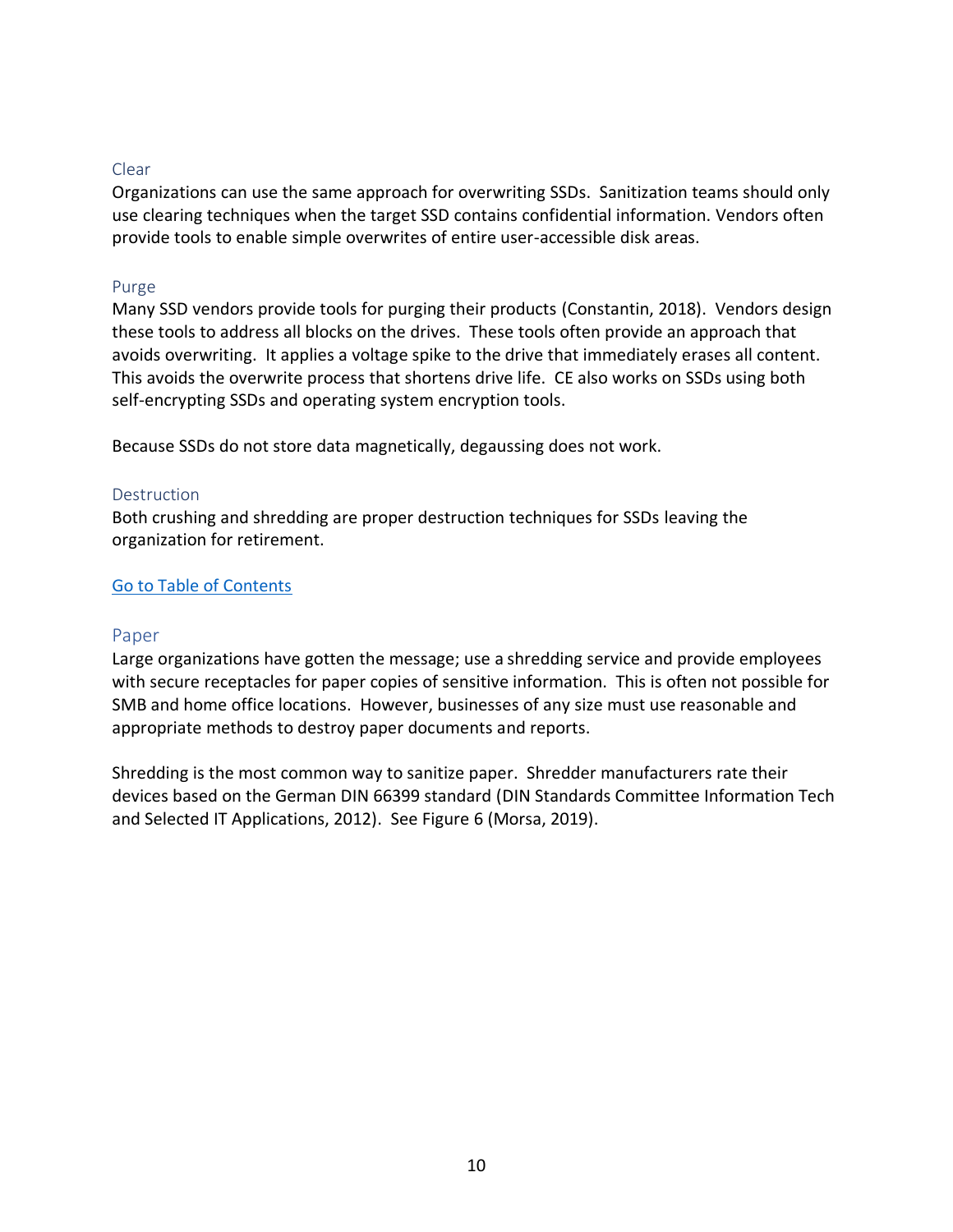### Clear

Organizations can use the same approach for overwriting SSDs. Sanitization teams should only use clearing techniques when the target SSD contains confidential information. Vendors often provide tools to enable simple overwrites of entire user-accessible disk areas.

### Purge

Many SSD vendors provide tools for purging their products (Constantin, 2018). Vendors design these tools to address all blocks on the drives. These tools often provide an approach that avoids overwriting. It applies a voltage spike to the drive that immediately erases all content. This avoids the overwrite process that shortens drive life. CE also works on SSDs using both self-encrypting SSDs and operating system encryption tools.

Because SSDs do not store data magnetically, degaussing does not work.

### Destruction

Both crushing and shredding are proper destruction techniques for SSDs leaving the organization for retirement.

[Go to Table of Contents]

## Paper

Large organizations have gotten the message; use a shredding service and provide employees with secure receptacles for paper copies of sensitive information. This is often not possible for SMB and home office locations. However, businesses of any size must use reasonable and appropriate methods to destroy paper documents and reports.

Shredding is the most common way to sanitize paper. Shredder manufacturers rate their devices based on the German DIN 66399 standard (DIN Standards Committee Information Tech and Selected IT Applications, 2012). See Figure 6 (Morsa, 2019).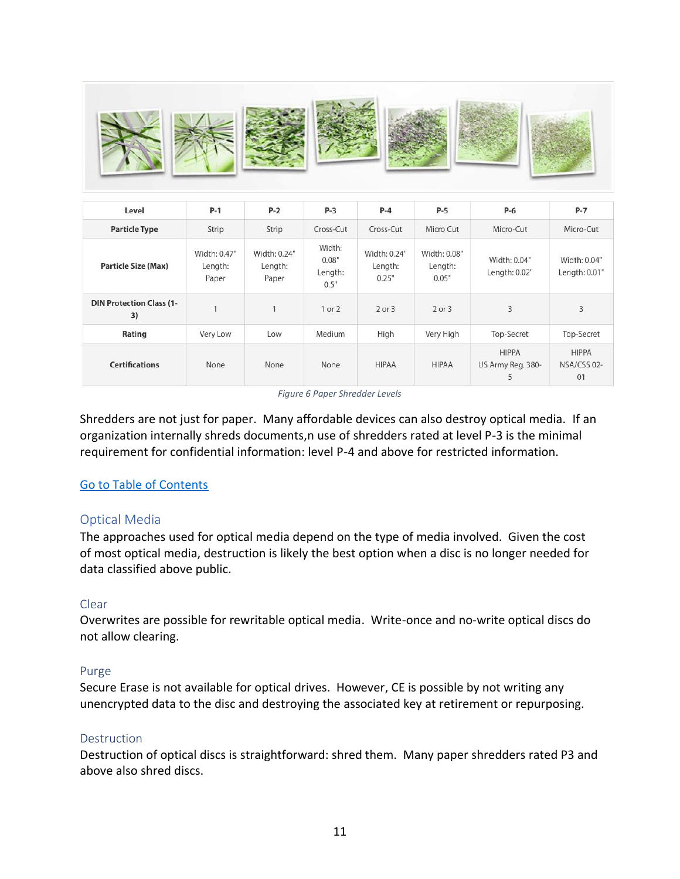| Level | P-1 | P-2 | P-3 | P-4 | P-5 | P-6 | P-7 |
|---|---|---|---|---|---|---|---|
| Particle Type | Strip | Strip | Cross-Cut | Cross-Cut | Micro Cut | Micro-Cut | Micro-Cut |
| Particle Size (Max) | Width: 0.47" Length: Paper | Width: 0.24" Length: Paper | Width: 0.08" Length: 0.5" | Width: 0.24" Length: 0.25" | Width: 0.08" Length: 0.05" | Width: 0.04" Length: 0.02" | Width: 0.04" Length: 0.01" |
| DIN Protection Class (1-3) | 1 | 1 | 1 or 2 | 2 or 3 | 2 or 3 | 3 | 3 |
| Rating | Very Low | Low | Medium | High | Very High | Top-Secret | Top-Secret |
| Certifications | None | None | None | HIPAA | HIPAA | HIPPA US Army Reg. 380-5 | HIPPA NSA/CSS 02-01 |

*Figure 6 Paper Shredder Levels*

Shredders are not just for paper. Many affordable devices can also destroy optical media. If an organization internally shreds documents,n use of shredders rated at level P-3 is the minimal requirement for confidential information: level P-4 and above for restricted information.

[Go to Table of Contents]

## Optical Media

The approaches used for optical media depend on the type of media involved. Given the cost of most optical media, destruction is likely the best option when a disc is no longer needed for data classified above public.

### Clear

Overwrites are possible for rewritable optical media. Write-once and no-write optical discs do not allow clearing.

### Purge

Secure Erase is not available for optical drives. However, CE is possible by not writing any unencrypted data to the disc and destroying the associated key at retirement or repurposing.

### Destruction

Destruction of optical discs is straightforward: shred them. Many paper shredders rated P3 and above also shred discs.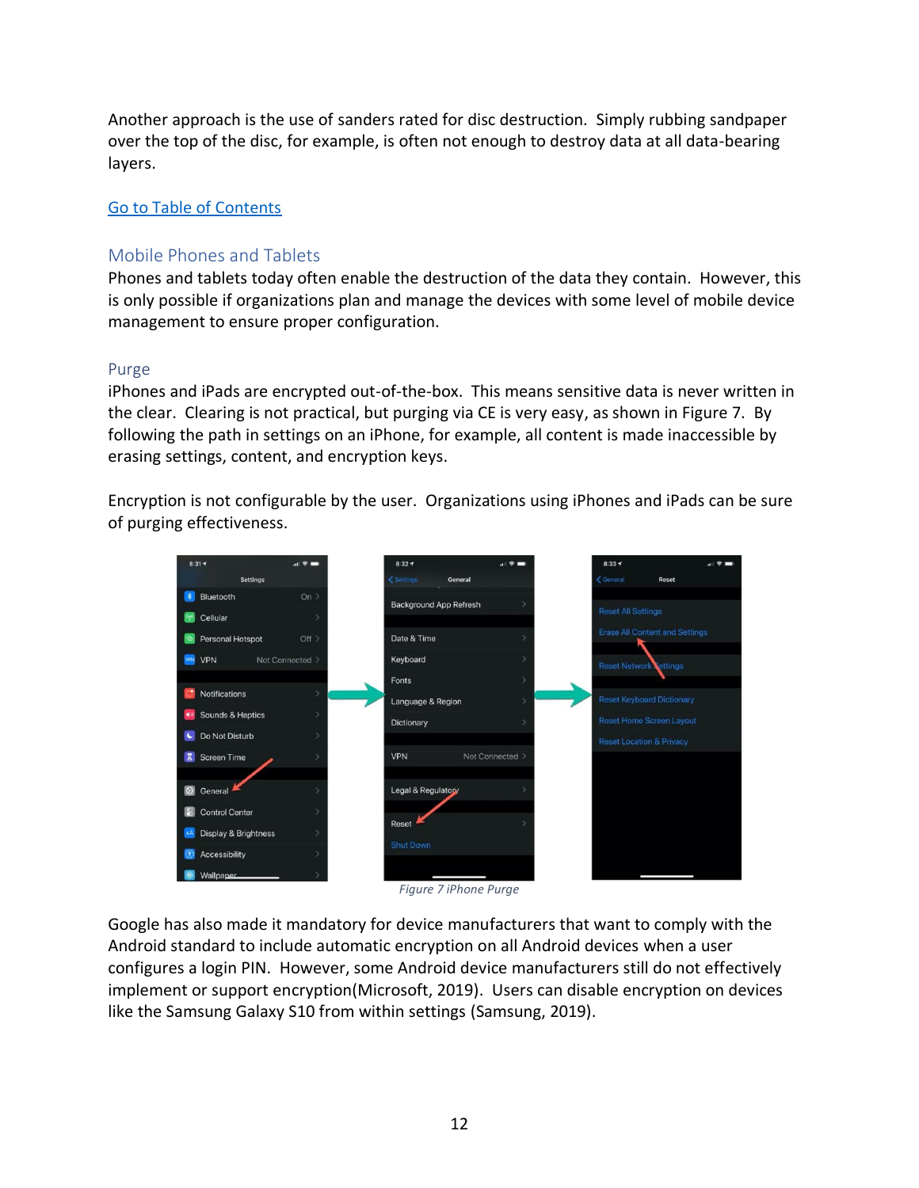Another approach is the use of sanders rated for disc destruction. Simply rubbing sandpaper over the top of the disc, for example, is often not enough to destroy data at all data-bearing layers.

[Go to Table of Contents]

## Mobile Phones and Tablets

Phones and tablets today often enable the destruction of the data they contain. However, this is only possible if organizations plan and manage the devices with some level of mobile device management to ensure proper configuration.

### Purge

iPhones and iPads are encrypted out-of-the-box. This means sensitive data is never written in the clear. Clearing is not practical, but purging via CE is very easy, as shown in Figure 7. By following the path in settings on an iPhone, for example, all content is made inaccessible by erasing settings, content, and encryption keys.

Encryption is not configurable by the user. Organizations using iPhones and iPads can be sure of purging effectiveness.

*Figure 7 iPhone Purge*

Google has also made it mandatory for device manufacturers that want to comply with the Android standard to include automatic encryption on all Android devices when a user configures a login PIN. However, some Android device manufacturers still do not effectively implement or support encryption(Microsoft, 2019). Users can disable encryption on devices like the Samsung Galaxy S10 from within settings (Samsung, 2019).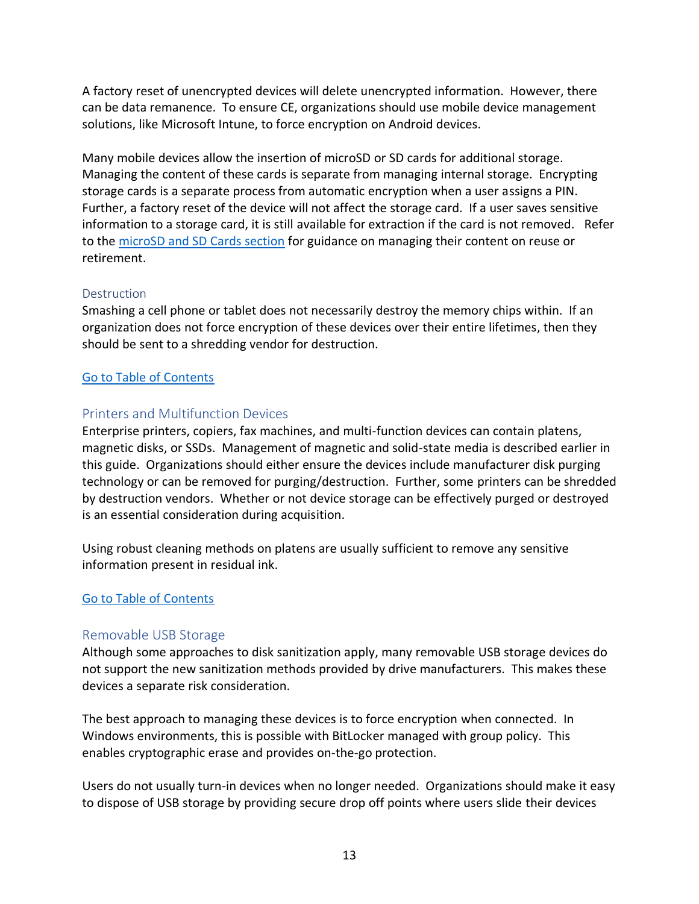A factory reset of unencrypted devices will delete unencrypted information. However, there can be data remanence. To ensure CE, organizations should use mobile device management solutions, like Microsoft Intune, to force encryption on Android devices.

Many mobile devices allow the insertion of microSD or SD cards for additional storage. Managing the content of these cards is separate from managing internal storage. Encrypting storage cards is a separate process from automatic encryption when a user assigns a PIN. Further, a factory reset of the device will not affect the storage card. If a user saves sensitive information to a storage card, it is still available for extraction if the card is not removed. Refer to the [microSD and SD Cards section](#) for guidance on managing their content on reuse or retirement.

### Destruction

Smashing a cell phone or tablet does not necessarily destroy the memory chips within. If an organization does not force encryption of these devices over their entire lifetimes, then they should be sent to a shredding vendor for destruction.

[Go to Table of Contents](#)

## Printers and Multifunction Devices

Enterprise printers, copiers, fax machines, and multi-function devices can contain platens, magnetic disks, or SSDs. Management of magnetic and solid-state media is described earlier in this guide. Organizations should either ensure the devices include manufacturer disk purging technology or can be removed for purging/destruction. Further, some printers can be shredded by destruction vendors. Whether or not device storage can be effectively purged or destroyed is an essential consideration during acquisition.

Using robust cleaning methods on platens are usually sufficient to remove any sensitive information present in residual ink.

[Go to Table of Contents](#)

## Removable USB Storage

Although some approaches to disk sanitization apply, many removable USB storage devices do not support the new sanitization methods provided by drive manufacturers. This makes these devices a separate risk consideration.

The best approach to managing these devices is to force encryption when connected. In Windows environments, this is possible with BitLocker managed with group policy. This enables cryptographic erase and provides on-the-go protection.

Users do not usually turn-in devices when no longer needed. Organizations should make it easy to dispose of USB storage by providing secure drop off points where users slide their devices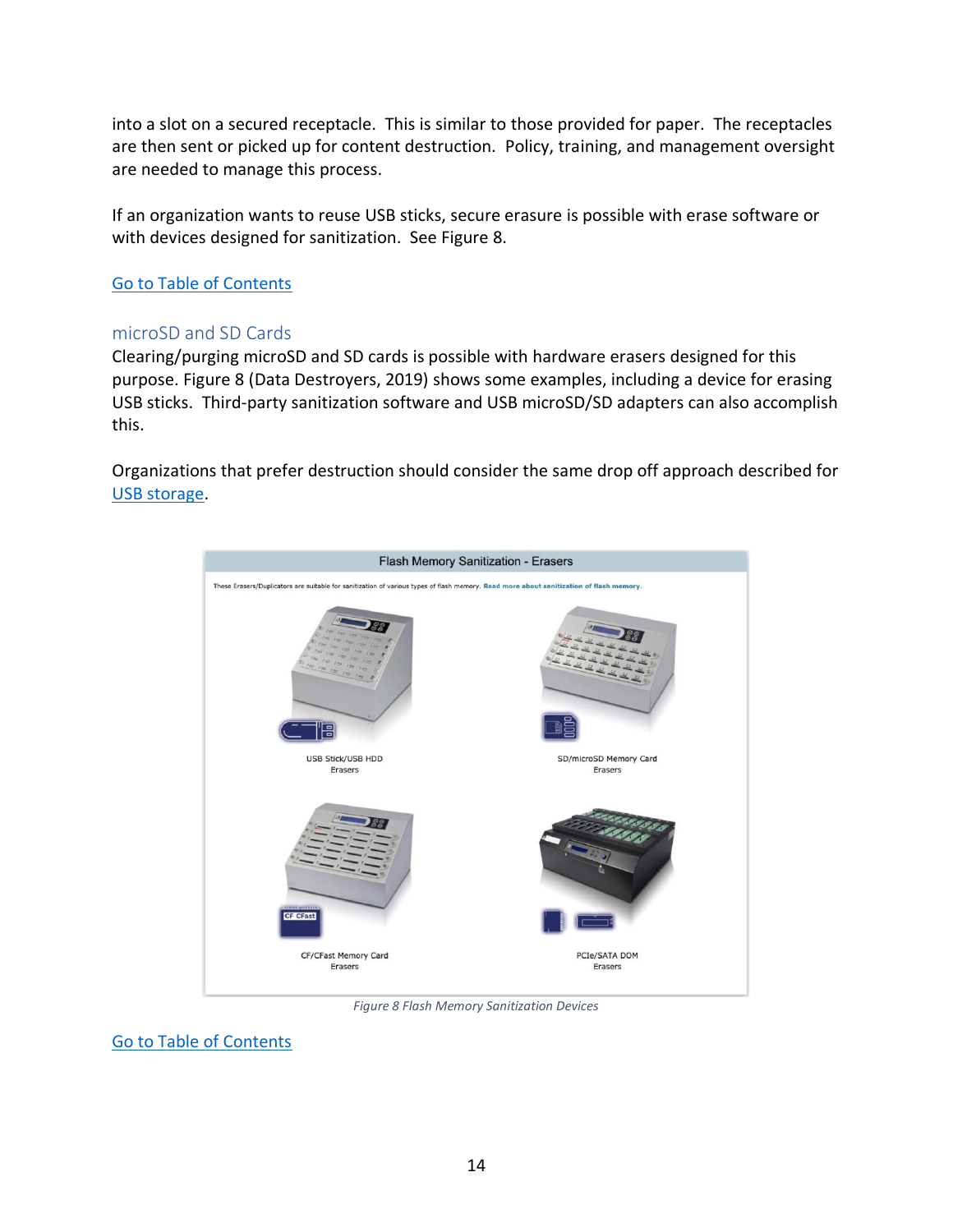into a slot on a secured receptacle. This is similar to those provided for paper. The receptacles are then sent or picked up for content destruction. Policy, training, and management oversight are needed to manage this process.

If an organization wants to reuse USB sticks, secure erasure is possible with erase software or with devices designed for sanitization. See Figure 8.

Go to Table of Contents

## microSD and SD Cards

Clearing/purging microSD and SD cards is possible with hardware erasers designed for this purpose. Figure 8 (Data Destroyers, 2019) shows some examples, including a device for erasing USB sticks. Third-party sanitization software and USB microSD/SD adapters can also accomplish this.

Organizations that prefer destruction should consider the same drop off approach described for USB storage.

*Figure 8 Flash Memory Sanitization Devices*

Go to Table of Contents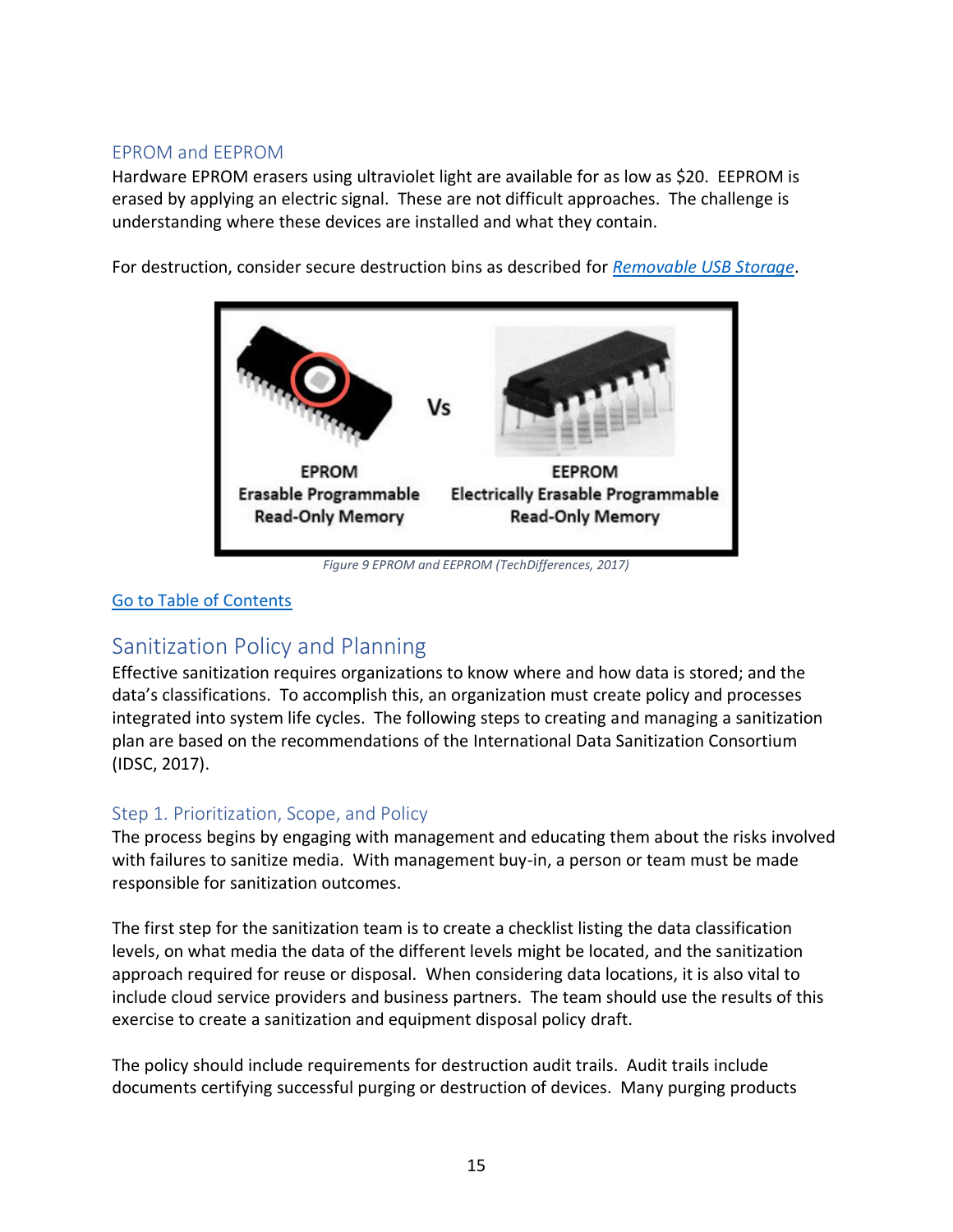### EPROM and EEPROM

Hardware EPROM erasers using ultraviolet light are available for as low as $20. EEPROM is erased by applying an electric signal. These are not difficult approaches. The challenge is understanding where these devices are installed and what they contain.

For destruction, consider secure destruction bins as described for *Removable USB Storage*.

*Figure 9 EPROM and EEPROM (TechDifferences, 2017)*

Go to Table of Contents

## Sanitization Policy and Planning

Effective sanitization requires organizations to know where and how data is stored; and the data's classifications. To accomplish this, an organization must create policy and processes integrated into system life cycles. The following steps to creating and managing a sanitization plan are based on the recommendations of the International Data Sanitization Consortium (IDSC, 2017).

### Step 1. Prioritization, Scope, and Policy

The process begins by engaging with management and educating them about the risks involved with failures to sanitize media. With management buy-in, a person or team must be made responsible for sanitization outcomes.

The first step for the sanitization team is to create a checklist listing the data classification levels, on what media the data of the different levels might be located, and the sanitization approach required for reuse or disposal. When considering data locations, it is also vital to include cloud service providers and business partners. The team should use the results of this exercise to create a sanitization and equipment disposal policy draft.

The policy should include requirements for destruction audit trails. Audit trails include documents certifying successful purging or destruction of devices. Many purging products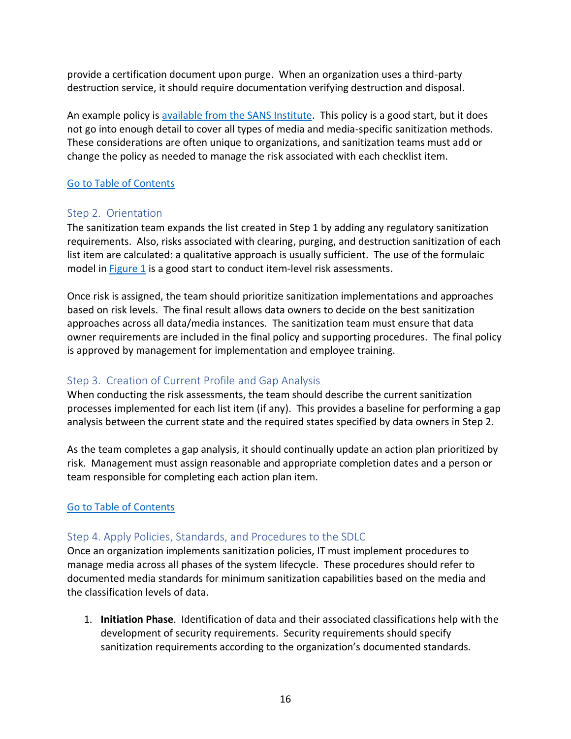provide a certification document upon purge. When an organization uses a third-party destruction service, it should require documentation verifying destruction and disposal.

An example policy is [available from the SANS Institute](). This policy is a good start, but it does not go into enough detail to cover all types of media and media-specific sanitization methods. These considerations are often unique to organizations, and sanitization teams must add or change the policy as needed to manage the risk associated with each checklist item.

[Go to Table of Contents]()

## Step 2. Orientation

The sanitization team expands the list created in Step 1 by adding any regulatory sanitization requirements. Also, risks associated with clearing, purging, and destruction sanitization of each list item are calculated: a qualitative approach is usually sufficient. The use of the formulaic model in [Figure 1]() is a good start to conduct item-level risk assessments.

Once risk is assigned, the team should prioritize sanitization implementations and approaches based on risk levels. The final result allows data owners to decide on the best sanitization approaches across all data/media instances. The sanitization team must ensure that data owner requirements are included in the final policy and supporting procedures. The final policy is approved by management for implementation and employee training.

## Step 3. Creation of Current Profile and Gap Analysis

When conducting the risk assessments, the team should describe the current sanitization processes implemented for each list item (if any). This provides a baseline for performing a gap analysis between the current state and the required states specified by data owners in Step 2.

As the team completes a gap analysis, it should continually update an action plan prioritized by risk. Management must assign reasonable and appropriate completion dates and a person or team responsible for completing each action plan item.

[Go to Table of Contents]()

## Step 4. Apply Policies, Standards, and Procedures to the SDLC

Once an organization implements sanitization policies, IT must implement procedures to manage media across all phases of the system lifecycle. These procedures should refer to documented media standards for minimum sanitization capabilities based on the media and the classification levels of data.

1. **Initiation Phase**. Identification of data and their associated classifications help with the development of security requirements. Security requirements should specify sanitization requirements according to the organization's documented standards.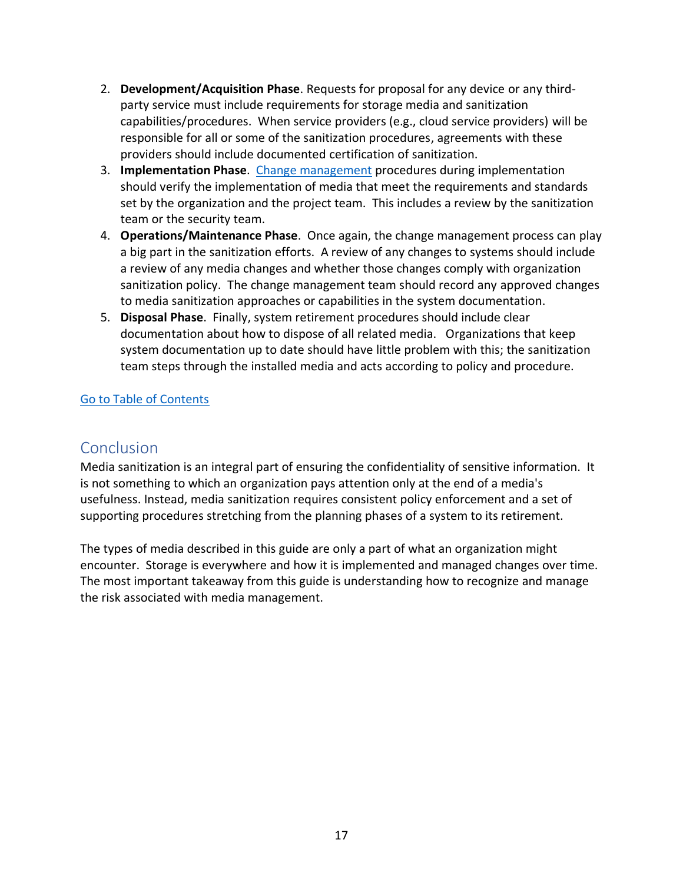2. **Development/Acquisition Phase**. Requests for proposal for any device or any third-party service must include requirements for storage media and sanitization capabilities/procedures. When service providers (e.g., cloud service providers) will be responsible for all or some of the sanitization procedures, agreements with these providers should include documented certification of sanitization.
3. **Implementation Phase**. Change management procedures during implementation should verify the implementation of media that meet the requirements and standards set by the organization and the project team. This includes a review by the sanitization team or the security team.
4. **Operations/Maintenance Phase**. Once again, the change management process can play a big part in the sanitization efforts. A review of any changes to systems should include a review of any media changes and whether those changes comply with organization sanitization policy. The change management team should record any approved changes to media sanitization approaches or capabilities in the system documentation.
5. **Disposal Phase**. Finally, system retirement procedures should include clear documentation about how to dispose of all related media. Organizations that keep system documentation up to date should have little problem with this; the sanitization team steps through the installed media and acts according to policy and procedure.

Go to Table of Contents

## Conclusion

Media sanitization is an integral part of ensuring the confidentiality of sensitive information. It is not something to which an organization pays attention only at the end of a media's usefulness. Instead, media sanitization requires consistent policy enforcement and a set of supporting procedures stretching from the planning phases of a system to its retirement.

The types of media described in this guide are only a part of what an organization might encounter. Storage is everywhere and how it is implemented and managed changes over time. The most important takeaway from this guide is understanding how to recognize and manage the risk associated with media management.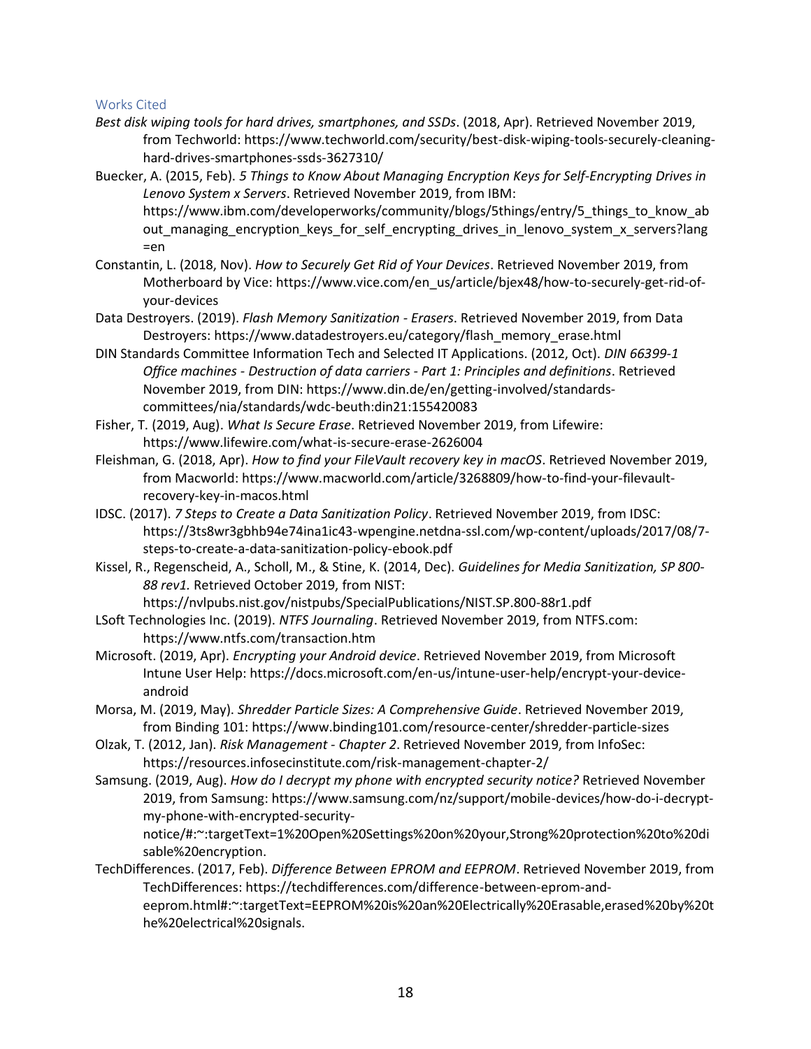## Works Cited

*Best disk wiping tools for hard drives, smartphones, and SSDs*. (2018, Apr). Retrieved November 2019, from Techworld: https://www.techworld.com/security/best-disk-wiping-tools-securely-cleaning-hard-drives-smartphones-ssds-3627310/

Buecker, A. (2015, Feb). *5 Things to Know About Managing Encryption Keys for Self-Encrypting Drives in Lenovo System x Servers*. Retrieved November 2019, from IBM: https://www.ibm.com/developerworks/community/blogs/5things/entry/5_things_to_know_about_managing_encryption_keys_for_self_encrypting_drives_in_lenovo_system_x_servers?lang=en

Constantin, L. (2018, Nov). *How to Securely Get Rid of Your Devices*. Retrieved November 2019, from Motherboard by Vice: https://www.vice.com/en_us/article/bjex48/how-to-securely-get-rid-of-your-devices

Data Destroyers. (2019). *Flash Memory Sanitization - Erasers*. Retrieved November 2019, from Data Destroyers: https://www.datadestroyers.eu/category/flash_memory_erase.html

DIN Standards Committee Information Tech and Selected IT Applications. (2012, Oct). *DIN 66399-1 Office machines - Destruction of data carriers - Part 1: Principles and definitions*. Retrieved November 2019, from DIN: https://www.din.de/en/getting-involved/standards-committees/nia/standards/wdc-beuth:din21:155420083

Fisher, T. (2019, Aug). *What Is Secure Erase*. Retrieved November 2019, from Lifewire: https://www.lifewire.com/what-is-secure-erase-2626004

Fleishman, G. (2018, Apr). *How to find your FileVault recovery key in macOS*. Retrieved November 2019, from Macworld: https://www.macworld.com/article/3268809/how-to-find-your-filevault-recovery-key-in-macos.html

IDSC. (2017). *7 Steps to Create a Data Sanitization Policy*. Retrieved November 2019, from IDSC: https://3ts8wr3gbhb94e74ina1ic43-wpengine.netdna-ssl.com/wp-content/uploads/2017/08/7-steps-to-create-a-data-sanitization-policy-ebook.pdf

Kissel, R., Regenscheid, A., Scholl, M., & Stine, K. (2014, Dec). *Guidelines for Media Sanitization, SP 800-88 rev1.* Retrieved October 2019, from NIST: https://nvlpubs.nist.gov/nistpubs/SpecialPublications/NIST.SP.800-88r1.pdf

LSoft Technologies Inc. (2019). *NTFS Journaling*. Retrieved November 2019, from NTFS.com: https://www.ntfs.com/transaction.htm

Microsoft. (2019, Apr). *Encrypting your Android device*. Retrieved November 2019, from Microsoft Intune User Help: https://docs.microsoft.com/en-us/intune-user-help/encrypt-your-device-android

Morsa, M. (2019, May). *Shredder Particle Sizes: A Comprehensive Guide*. Retrieved November 2019, from Binding 101: https://www.binding101.com/resource-center/shredder-particle-sizes

Olzak, T. (2012, Jan). *Risk Management - Chapter 2*. Retrieved November 2019, from InfoSec: https://resources.infosecinstitute.com/risk-management-chapter-2/

Samsung. (2019, Aug). *How do I decrypt my phone with encrypted security notice?* Retrieved November 2019, from Samsung: https://www.samsung.com/nz/support/mobile-devices/how-do-i-decrypt-my-phone-with-encrypted-security-notice/#:~:targetText=1%20Open%20Settings%20on%20your,Strong%20protection%20to%20disable%20encryption.

TechDifferences. (2017, Feb). *Difference Between EPROM and EEPROM*. Retrieved November 2019, from TechDifferences: https://techdifferences.com/difference-between-eprom-and-eeprom.html#:~:targetText=EEPROM%20is%20an%20Electrically%20Erasable,erased%20by%20the%20electrical%20signals.